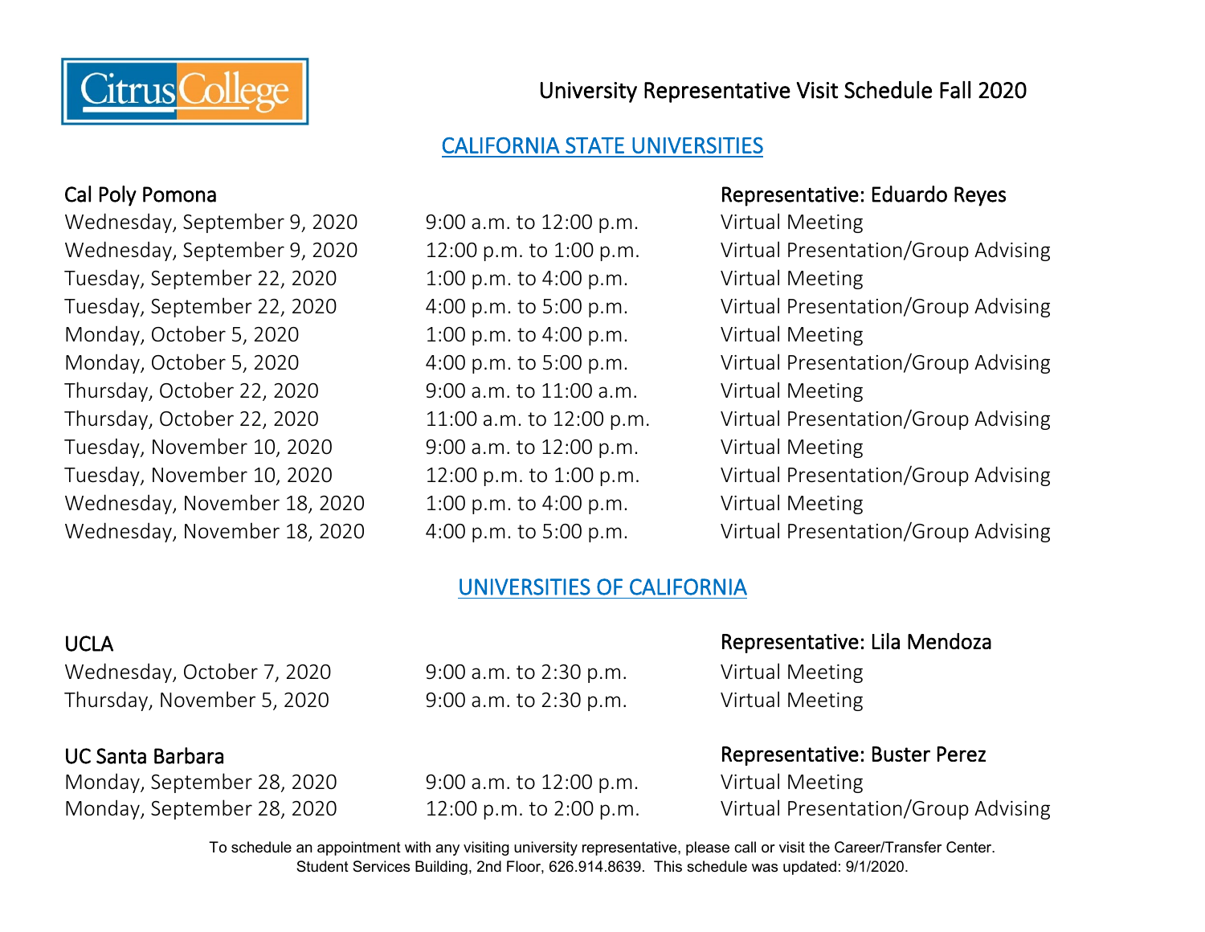Citrus College

# University Representative Visit Schedule Fall 2020

## CALIFORNIA STATE UNIVERSITIES

### Cal Poly Pomona

Representative: Eduardo Reyes

| Date | Time | Type |
|---|---|---|
| Wednesday, September 9, 2020 | 9:00 a.m. to 12:00 p.m. | Virtual Meeting |
| Wednesday, September 9, 2020 | 12:00 p.m. to 1:00 p.m. | Virtual Presentation/Group Advising |
| Tuesday, September 22, 2020 | 1:00 p.m. to 4:00 p.m. | Virtual Meeting |
| Tuesday, September 22, 2020 | 4:00 p.m. to 5:00 p.m. | Virtual Presentation/Group Advising |
| Monday, October 5, 2020 | 1:00 p.m. to 4:00 p.m. | Virtual Meeting |
| Monday, October 5, 2020 | 4:00 p.m. to 5:00 p.m. | Virtual Presentation/Group Advising |
| Thursday, October 22, 2020 | 9:00 a.m. to 11:00 a.m. | Virtual Meeting |
| Thursday, October 22, 2020 | 11:00 a.m. to 12:00 p.m. | Virtual Presentation/Group Advising |
| Tuesday, November 10, 2020 | 9:00 a.m. to 12:00 p.m. | Virtual Meeting |
| Tuesday, November 10, 2020 | 12:00 p.m. to 1:00 p.m. | Virtual Presentation/Group Advising |
| Wednesday, November 18, 2020 | 1:00 p.m. to 4:00 p.m. | Virtual Meeting |
| Wednesday, November 18, 2020 | 4:00 p.m. to 5:00 p.m. | Virtual Presentation/Group Advising |

## UNIVERSITIES OF CALIFORNIA

### UCLA

Representative: Lila Mendoza

| Date | Time | Type |
|---|---|---|
| Wednesday, October 7, 2020 | 9:00 a.m. to 2:30 p.m. | Virtual Meeting |
| Thursday, November 5, 2020 | 9:00 a.m. to 2:30 p.m. | Virtual Meeting |

### UC Santa Barbara

Representative: Buster Perez

| Date | Time | Type |
|---|---|---|
| Monday, September 28, 2020 | 9:00 a.m. to 12:00 p.m. | Virtual Meeting |
| Monday, September 28, 2020 | 12:00 p.m. to 2:00 p.m. | Virtual Presentation/Group Advising |

To schedule an appointment with any visiting university representative, please call or visit the Career/Transfer Center. Student Services Building, 2nd Floor, 626.914.8639. This schedule was updated: 9/1/2020.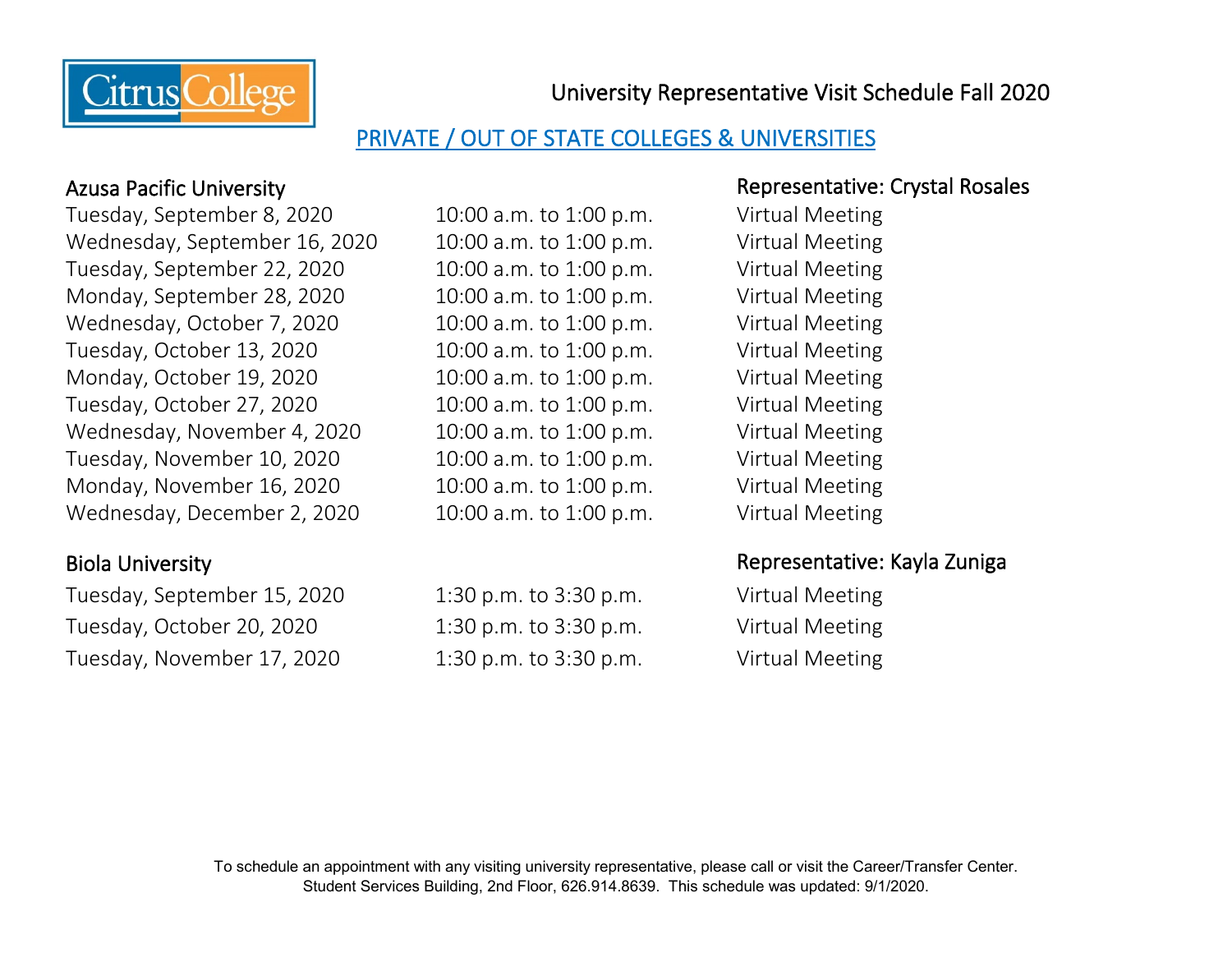Citrus College

# University Representative Visit Schedule Fall 2020

## PRIVATE / OUT OF STATE COLLEGES & UNIVERSITIES

### Azusa Pacific University

Representative: Crystal Rosales

| | | |
|---|---|---|
| Tuesday, September 8, 2020 | 10:00 a.m. to 1:00 p.m. | Virtual Meeting |
| Wednesday, September 16, 2020 | 10:00 a.m. to 1:00 p.m. | Virtual Meeting |
| Tuesday, September 22, 2020 | 10:00 a.m. to 1:00 p.m. | Virtual Meeting |
| Monday, September 28, 2020 | 10:00 a.m. to 1:00 p.m. | Virtual Meeting |
| Wednesday, October 7, 2020 | 10:00 a.m. to 1:00 p.m. | Virtual Meeting |
| Tuesday, October 13, 2020 | 10:00 a.m. to 1:00 p.m. | Virtual Meeting |
| Monday, October 19, 2020 | 10:00 a.m. to 1:00 p.m. | Virtual Meeting |
| Tuesday, October 27, 2020 | 10:00 a.m. to 1:00 p.m. | Virtual Meeting |
| Wednesday, November 4, 2020 | 10:00 a.m. to 1:00 p.m. | Virtual Meeting |
| Tuesday, November 10, 2020 | 10:00 a.m. to 1:00 p.m. | Virtual Meeting |
| Monday, November 16, 2020 | 10:00 a.m. to 1:00 p.m. | Virtual Meeting |
| Wednesday, December 2, 2020 | 10:00 a.m. to 1:00 p.m. | Virtual Meeting |

### Biola University

Representative: Kayla Zuniga

| | | |
|---|---|---|
| Tuesday, September 15, 2020 | 1:30 p.m. to 3:30 p.m. | Virtual Meeting |
| Tuesday, October 20, 2020 | 1:30 p.m. to 3:30 p.m. | Virtual Meeting |
| Tuesday, November 17, 2020 | 1:30 p.m. to 3:30 p.m. | Virtual Meeting |

To schedule an appointment with any visiting university representative, please call or visit the Career/Transfer Center. Student Services Building, 2nd Floor, 626.914.8639. This schedule was updated: 9/1/2020.